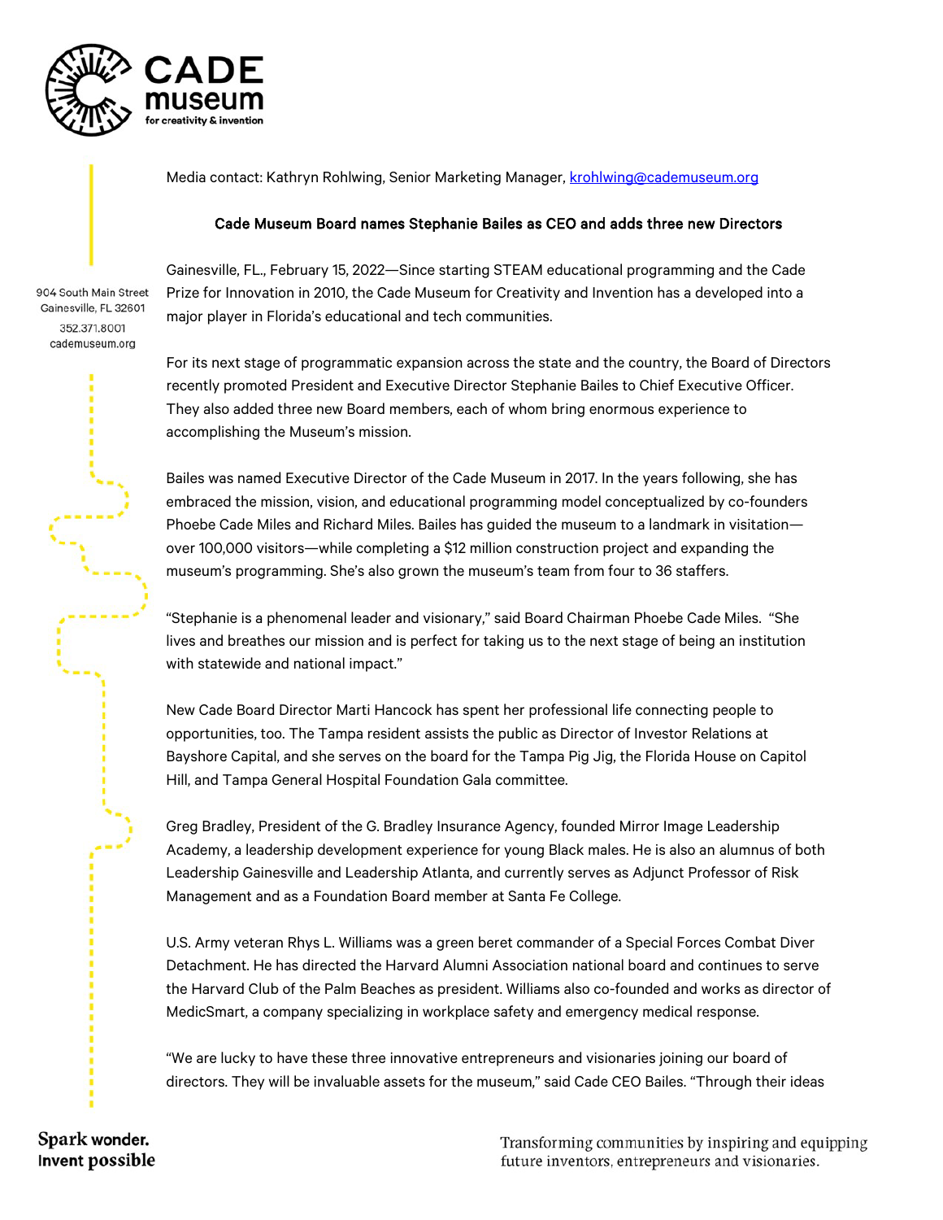**CADE museum** for creativity & invention

Media contact: Kathryn Rohlwing, Senior Marketing Manager, krohlwing@cademuseum.org

904 South Main Street
Gainesville, FL 32601
352.371.8001
cademuseum.org

## Cade Museum Board names Stephanie Bailes as CEO and adds three new Directors

Gainesville, FL., February 15, 2022—Since starting STEAM educational programming and the Cade Prize for Innovation in 2010, the Cade Museum for Creativity and Invention has a developed into a major player in Florida's educational and tech communities.

For its next stage of programmatic expansion across the state and the country, the Board of Directors recently promoted President and Executive Director Stephanie Bailes to Chief Executive Officer. They also added three new Board members, each of whom bring enormous experience to accomplishing the Museum's mission.

Bailes was named Executive Director of the Cade Museum in 2017. In the years following, she has embraced the mission, vision, and educational programming model conceptualized by co-founders Phoebe Cade Miles and Richard Miles. Bailes has guided the museum to a landmark in visitation—over 100,000 visitors—while completing a $12 million construction project and expanding the museum's programming. She's also grown the museum's team from four to 36 staffers.

"Stephanie is a phenomenal leader and visionary," said Board Chairman Phoebe Cade Miles. "She lives and breathes our mission and is perfect for taking us to the next stage of being an institution with statewide and national impact."

New Cade Board Director Marti Hancock has spent her professional life connecting people to opportunities, too. The Tampa resident assists the public as Director of Investor Relations at Bayshore Capital, and she serves on the board for the Tampa Pig Jig, the Florida House on Capitol Hill, and Tampa General Hospital Foundation Gala committee.

Greg Bradley, President of the G. Bradley Insurance Agency, founded Mirror Image Leadership Academy, a leadership development experience for young Black males. He is also an alumnus of both Leadership Gainesville and Leadership Atlanta, and currently serves as Adjunct Professor of Risk Management and as a Foundation Board member at Santa Fe College.

U.S. Army veteran Rhys L. Williams was a green beret commander of a Special Forces Combat Diver Detachment. He has directed the Harvard Alumni Association national board and continues to serve the Harvard Club of the Palm Beaches as president. Williams also co-founded and works as director of MedicSmart, a company specializing in workplace safety and emergency medical response.

"We are lucky to have these three innovative entrepreneurs and visionaries joining our board of directors. They will be invaluable assets for the museum," said Cade CEO Bailes. "Through their ideas

Spark wonder. Invent possible

Transforming communities by inspiring and equipping future inventors, entrepreneurs and visionaries.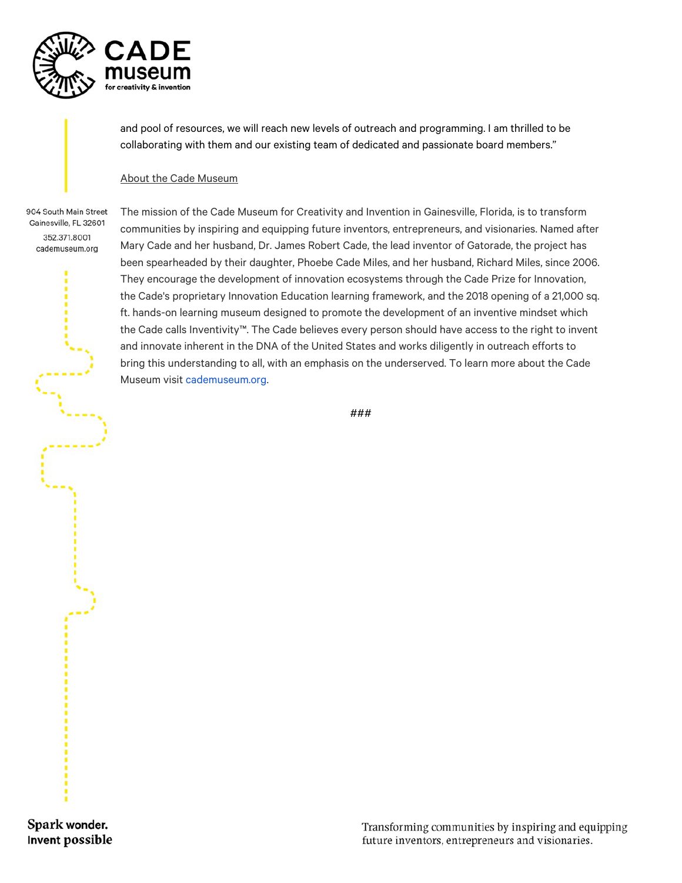and pool of resources, we will reach new levels of outreach and programming. I am thrilled to be collaborating with them and our existing team of dedicated and passionate board members."

About the Cade Museum

904 South Main Street
Gainesville, FL 32601
352.371.8001
cademuseum.org

The mission of the Cade Museum for Creativity and Invention in Gainesville, Florida, is to transform communities by inspiring and equipping future inventors, entrepreneurs, and visionaries. Named after Mary Cade and her husband, Dr. James Robert Cade, the lead inventor of Gatorade, the project has been spearheaded by their daughter, Phoebe Cade Miles, and her husband, Richard Miles, since 2006. They encourage the development of innovation ecosystems through the Cade Prize for Innovation, the Cade's proprietary Innovation Education learning framework, and the 2018 opening of a 21,000 sq. ft. hands-on learning museum designed to promote the development of an inventive mindset which the Cade calls Inventivity™. The Cade believes every person should have access to the right to invent and innovate inherent in the DNA of the United States and works diligently in outreach efforts to bring this understanding to all, with an emphasis on the underserved. To learn more about the Cade Museum visit cademuseum.org.

###

Spark wonder.
Invent possible

Transforming communities by inspiring and equipping future inventors, entrepreneurs and visionaries.